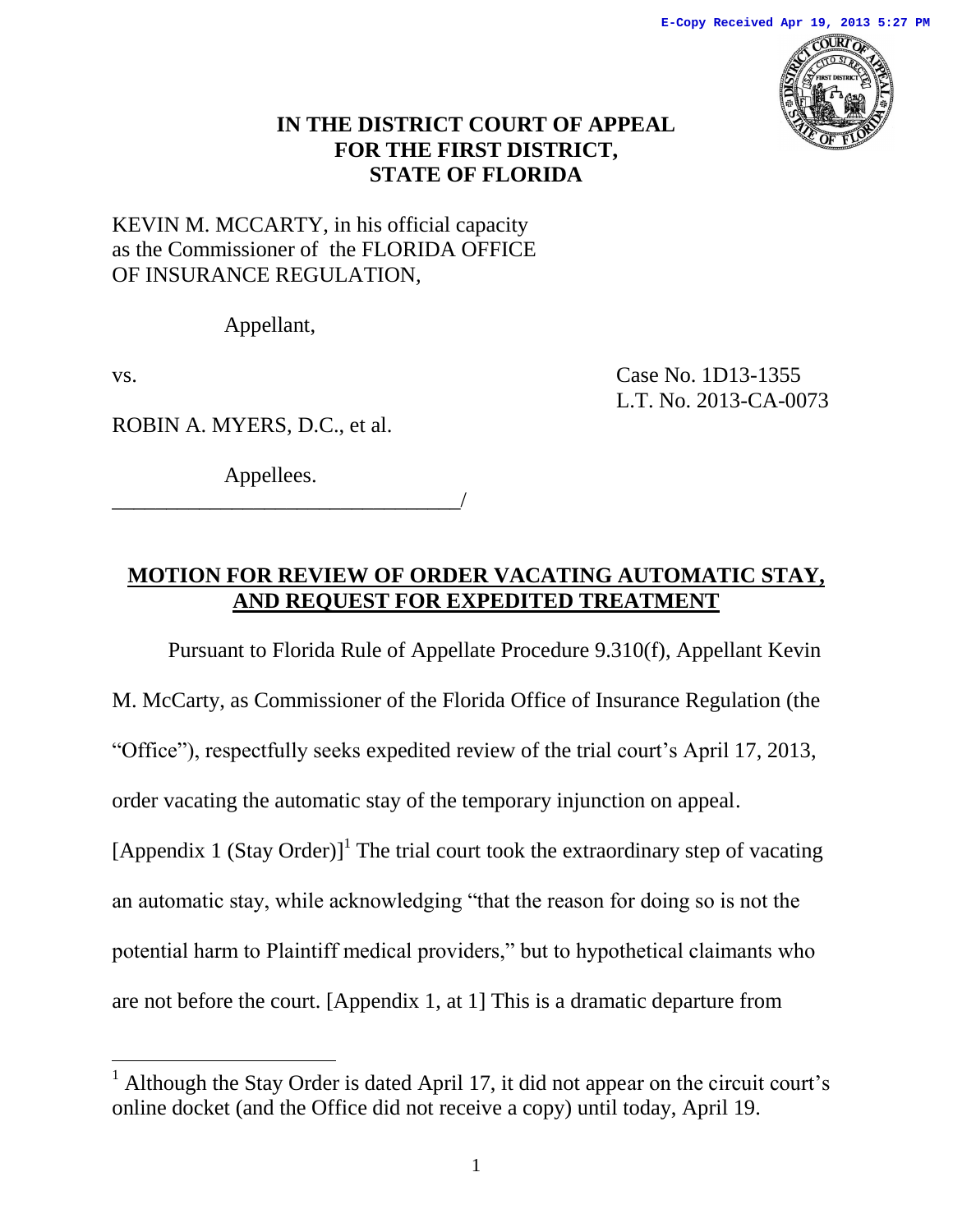E-Copy Received Apr 19, 2013 5:27 PM

**IN THE DISTRICT COURT OF APPEAL FOR THE FIRST DISTRICT, STATE OF FLORIDA**

KEVIN M. MCCARTY, in his official capacity as the Commissioner of the FLORIDA OFFICE OF INSURANCE REGULATION,

Appellant,

vs. Case No. 1D13-1355
L.T. No. 2013-CA-0073

ROBIN A. MYERS, D.C., et al.

Appellees.
_________________________________/

## MOTION FOR REVIEW OF ORDER VACATING AUTOMATIC STAY, AND REQUEST FOR EXPEDITED TREATMENT

Pursuant to Florida Rule of Appellate Procedure 9.310(f), Appellant Kevin M. McCarty, as Commissioner of the Florida Office of Insurance Regulation (the "Office"), respectfully seeks expedited review of the trial court's April 17, 2013, order vacating the automatic stay of the temporary injunction on appeal. [Appendix 1 (Stay Order)][1] The trial court took the extraordinary step of vacating an automatic stay, while acknowledging "that the reason for doing so is not the potential harm to Plaintiff medical providers," but to hypothetical claimants who are not before the court. [Appendix 1, at 1] This is a dramatic departure from

[1] Although the Stay Order is dated April 17, it did not appear on the circuit court's online docket (and the Office did not receive a copy) until today, April 19.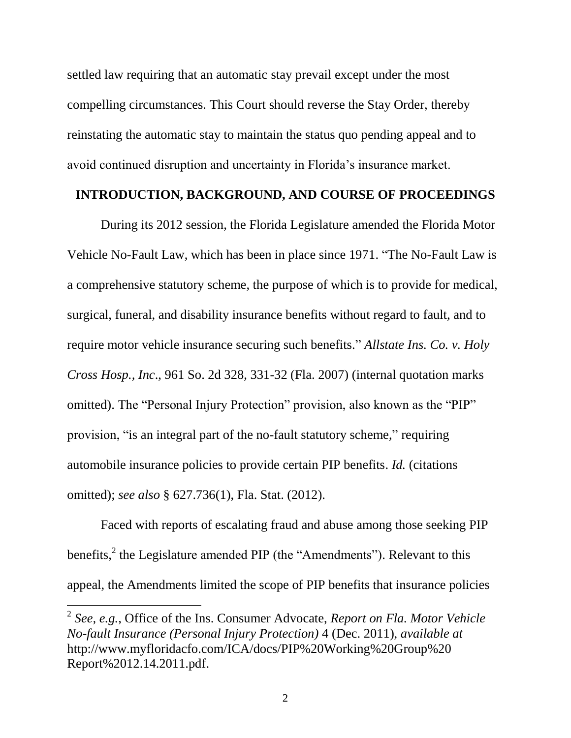settled law requiring that an automatic stay prevail except under the most compelling circumstances. This Court should reverse the Stay Order, thereby reinstating the automatic stay to maintain the status quo pending appeal and to avoid continued disruption and uncertainty in Florida's insurance market.

## INTRODUCTION, BACKGROUND, AND COURSE OF PROCEEDINGS

During its 2012 session, the Florida Legislature amended the Florida Motor Vehicle No-Fault Law, which has been in place since 1971. "The No-Fault Law is a comprehensive statutory scheme, the purpose of which is to provide for medical, surgical, funeral, and disability insurance benefits without regard to fault, and to require motor vehicle insurance securing such benefits." *Allstate Ins. Co. v. Holy Cross Hosp., Inc*., 961 So. 2d 328, 331-32 (Fla. 2007) (internal quotation marks omitted). The "Personal Injury Protection" provision, also known as the "PIP" provision, "is an integral part of the no-fault statutory scheme," requiring automobile insurance policies to provide certain PIP benefits. *Id.* (citations omitted); *see also* § 627.736(1), Fla. Stat. (2012).

Faced with reports of escalating fraud and abuse among those seeking PIP benefits,[2] the Legislature amended PIP (the "Amendments"). Relevant to this appeal, the Amendments limited the scope of PIP benefits that insurance policies

---

[2] *See, e.g.*, Office of the Ins. Consumer Advocate, *Report on Fla. Motor Vehicle No-fault Insurance (Personal Injury Protection)* 4 (Dec. 2011), *available at* http://www.myfloridacfo.com/ICA/docs/PIP%20Working%20Group%20Report%2012.14.2011.pdf.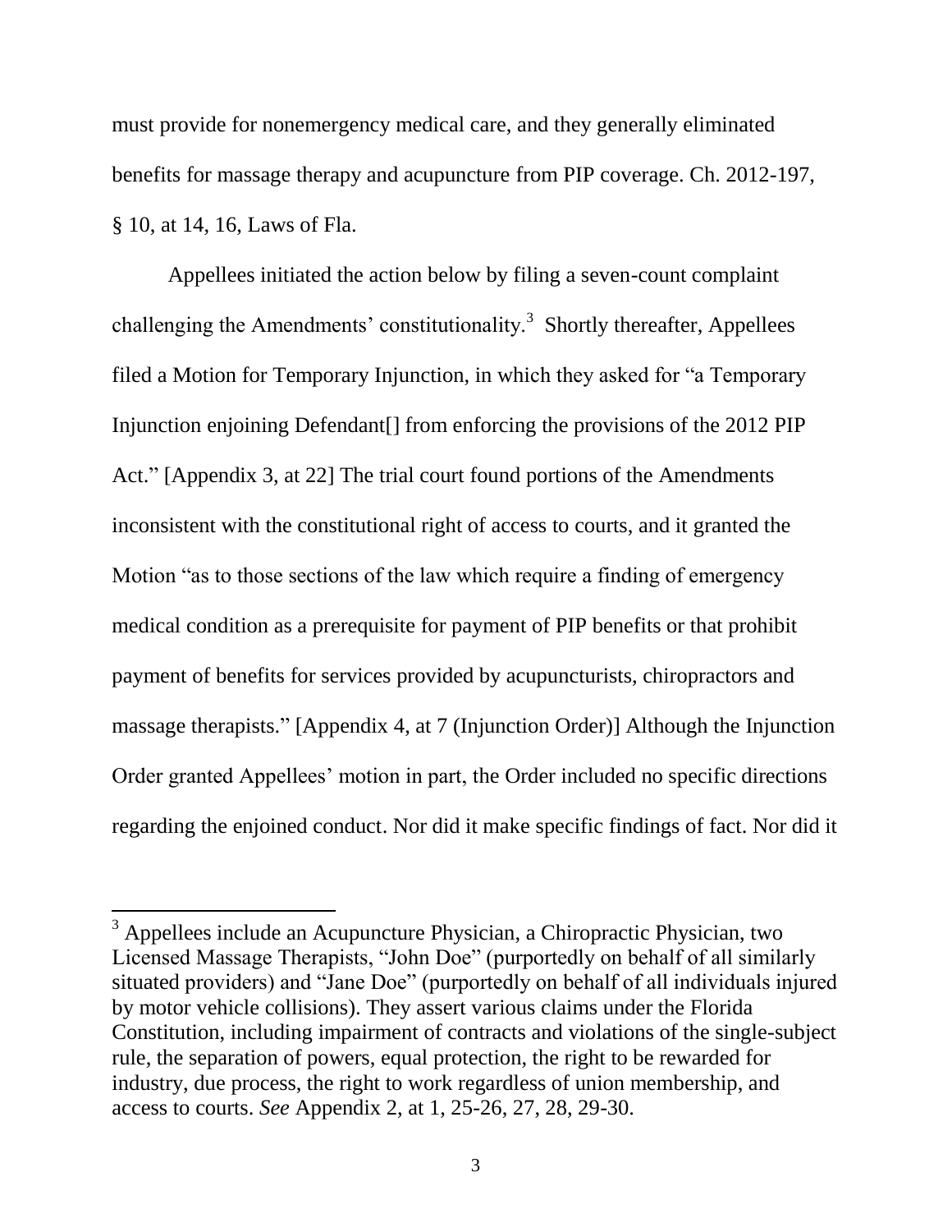must provide for nonemergency medical care, and they generally eliminated benefits for massage therapy and acupuncture from PIP coverage. Ch. 2012-197, § 10, at 14, 16, Laws of Fla.

Appellees initiated the action below by filing a seven-count complaint challenging the Amendments' constitutionality.[3] Shortly thereafter, Appellees filed a Motion for Temporary Injunction, in which they asked for "a Temporary Injunction enjoining Defendant[] from enforcing the provisions of the 2012 PIP Act." [Appendix 3, at 22] The trial court found portions of the Amendments inconsistent with the constitutional right of access to courts, and it granted the Motion "as to those sections of the law which require a finding of emergency medical condition as a prerequisite for payment of PIP benefits or that prohibit payment of benefits for services provided by acupuncturists, chiropractors and massage therapists." [Appendix 4, at 7 (Injunction Order)] Although the Injunction Order granted Appellees' motion in part, the Order included no specific directions regarding the enjoined conduct. Nor did it make specific findings of fact. Nor did it

[3] Appellees include an Acupuncture Physician, a Chiropractic Physician, two Licensed Massage Therapists, "John Doe" (purportedly on behalf of all similarly situated providers) and "Jane Doe" (purportedly on behalf of all individuals injured by motor vehicle collisions). They assert various claims under the Florida Constitution, including impairment of contracts and violations of the single-subject rule, the separation of powers, equal protection, the right to be rewarded for industry, due process, the right to work regardless of union membership, and access to courts. *See* Appendix 2, at 1, 25-26, 27, 28, 29-30.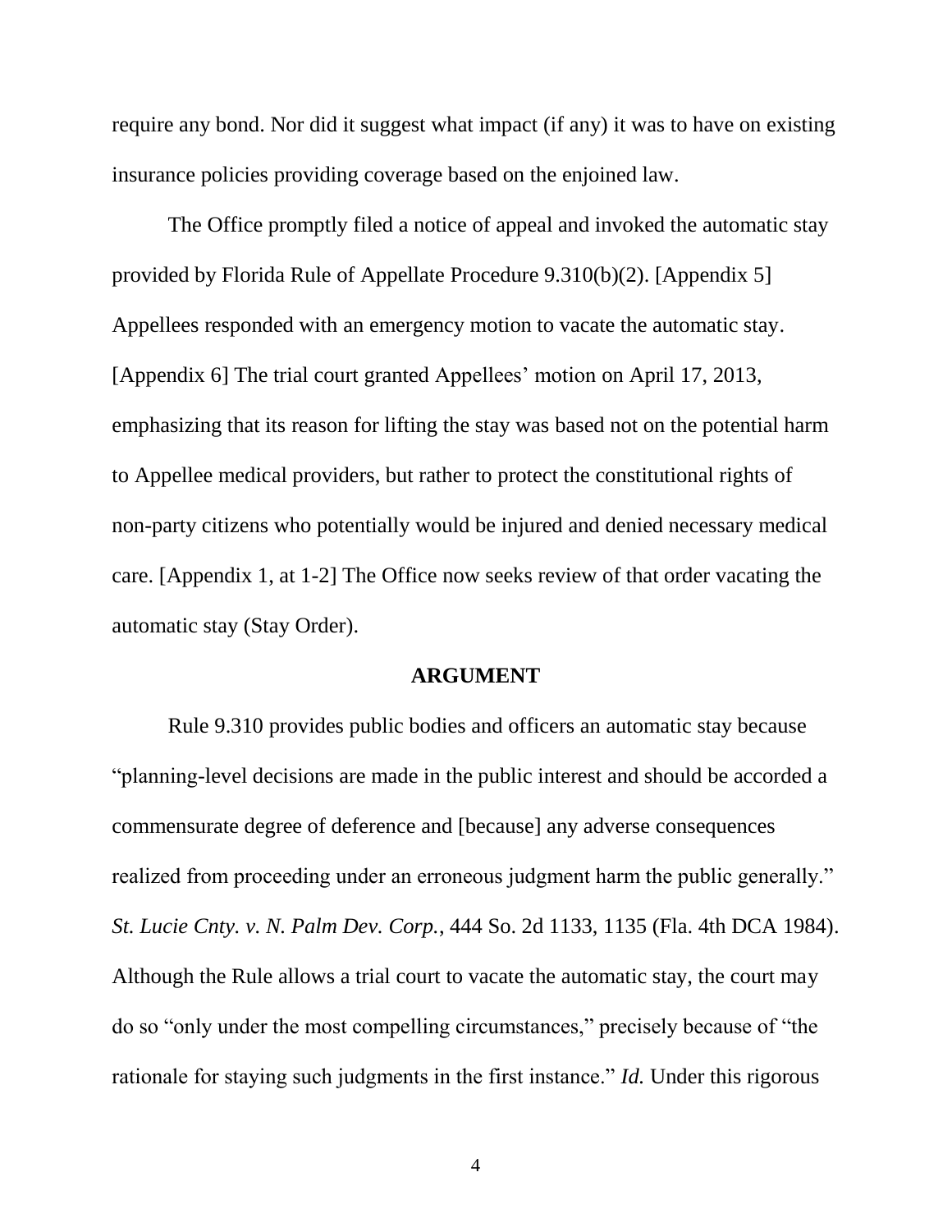require any bond. Nor did it suggest what impact (if any) it was to have on existing insurance policies providing coverage based on the enjoined law.

The Office promptly filed a notice of appeal and invoked the automatic stay provided by Florida Rule of Appellate Procedure 9.310(b)(2). [Appendix 5] Appellees responded with an emergency motion to vacate the automatic stay. [Appendix 6] The trial court granted Appellees' motion on April 17, 2013, emphasizing that its reason for lifting the stay was based not on the potential harm to Appellee medical providers, but rather to protect the constitutional rights of non-party citizens who potentially would be injured and denied necessary medical care. [Appendix 1, at 1-2] The Office now seeks review of that order vacating the automatic stay (Stay Order).

## ARGUMENT

Rule 9.310 provides public bodies and officers an automatic stay because "planning-level decisions are made in the public interest and should be accorded a commensurate degree of deference and [because] any adverse consequences realized from proceeding under an erroneous judgment harm the public generally." *St. Lucie Cnty. v. N. Palm Dev. Corp.*, 444 So. 2d 1133, 1135 (Fla. 4th DCA 1984). Although the Rule allows a trial court to vacate the automatic stay, the court may do so "only under the most compelling circumstances," precisely because of "the rationale for staying such judgments in the first instance." *Id.* Under this rigorous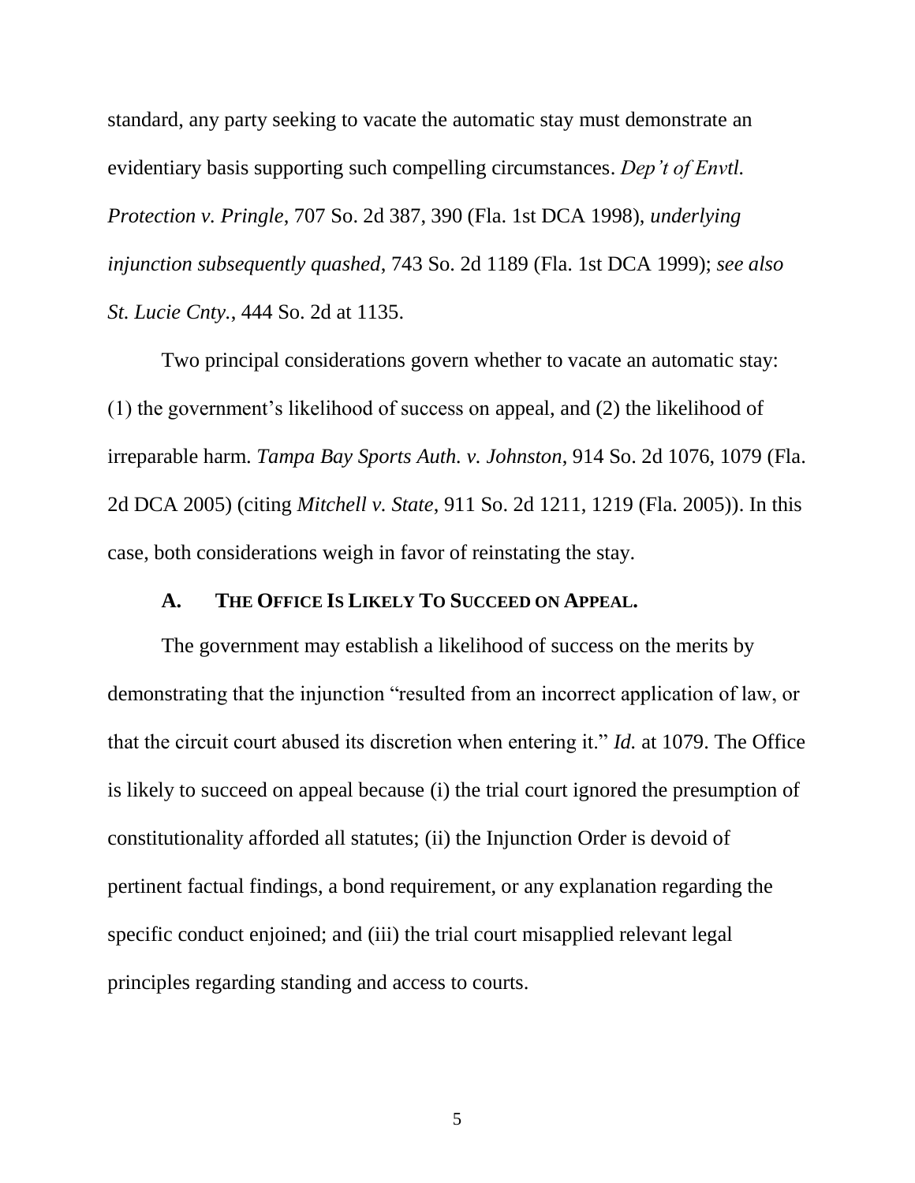standard, any party seeking to vacate the automatic stay must demonstrate an evidentiary basis supporting such compelling circumstances. *Dep't of Envtl. Protection v. Pringle*, 707 So. 2d 387, 390 (Fla. 1st DCA 1998), *underlying injunction subsequently quashed*, 743 So. 2d 1189 (Fla. 1st DCA 1999); *see also St. Lucie Cnty.*, 444 So. 2d at 1135.

Two principal considerations govern whether to vacate an automatic stay: (1) the government's likelihood of success on appeal, and (2) the likelihood of irreparable harm. *Tampa Bay Sports Auth. v. Johnston*, 914 So. 2d 1076, 1079 (Fla. 2d DCA 2005) (citing *Mitchell v. State*, 911 So. 2d 1211, 1219 (Fla. 2005)). In this case, both considerations weigh in favor of reinstating the stay.

### A. The Office Is Likely To Succeed on Appeal.

The government may establish a likelihood of success on the merits by demonstrating that the injunction "resulted from an incorrect application of law, or that the circuit court abused its discretion when entering it." *Id.* at 1079. The Office is likely to succeed on appeal because (i) the trial court ignored the presumption of constitutionality afforded all statutes; (ii) the Injunction Order is devoid of pertinent factual findings, a bond requirement, or any explanation regarding the specific conduct enjoined; and (iii) the trial court misapplied relevant legal principles regarding standing and access to courts.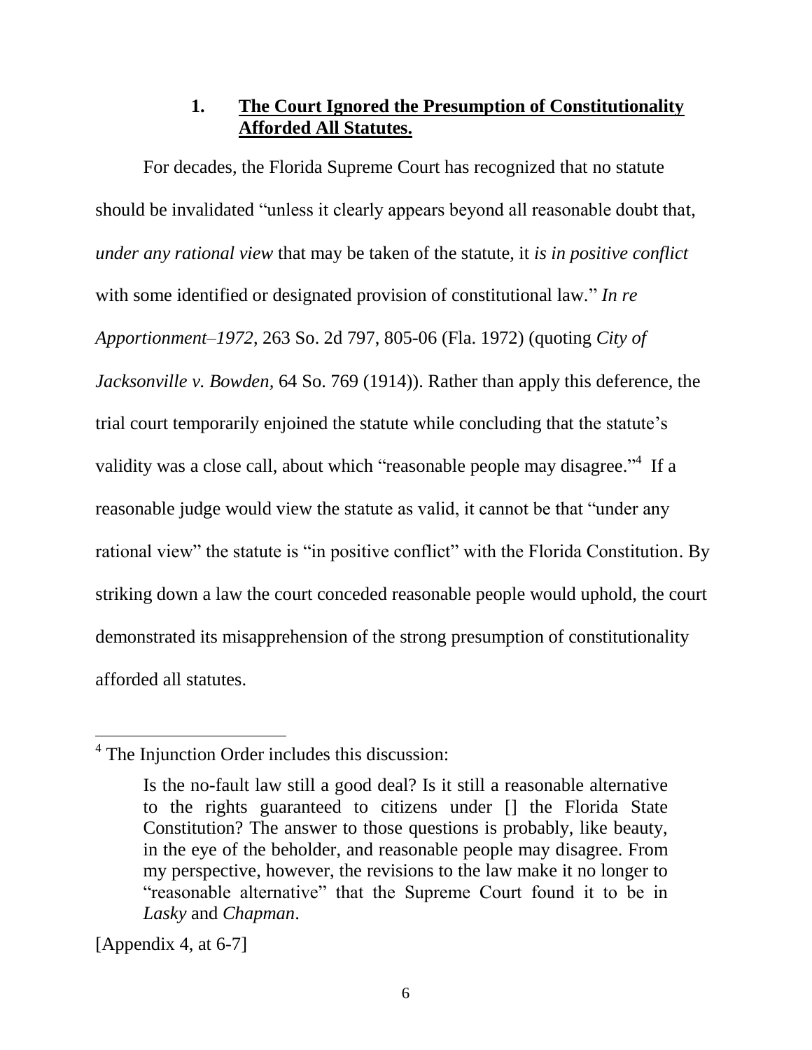### 1. **The Court Ignored the Presumption of Constitutionality Afforded All Statutes.**

For decades, the Florida Supreme Court has recognized that no statute should be invalidated "unless it clearly appears beyond all reasonable doubt that, *under any rational view* that may be taken of the statute, it *is in positive conflict* with some identified or designated provision of constitutional law." *In re Apportionment–1972*, 263 So. 2d 797, 805-06 (Fla. 1972) (quoting *City of Jacksonville v. Bowden*, 64 So. 769 (1914)). Rather than apply this deference, the trial court temporarily enjoined the statute while concluding that the statute's validity was a close call, about which "reasonable people may disagree."[4] If a reasonable judge would view the statute as valid, it cannot be that "under any rational view" the statute is "in positive conflict" with the Florida Constitution. By striking down a law the court conceded reasonable people would uphold, the court demonstrated its misapprehension of the strong presumption of constitutionality afforded all statutes.

---

[4] The Injunction Order includes this discussion:

> Is the no-fault law still a good deal? Is it still a reasonable alternative to the rights guaranteed to citizens under [] the Florida State Constitution? The answer to those questions is probably, like beauty, in the eye of the beholder, and reasonable people may disagree. From my perspective, however, the revisions to the law make it no longer to "reasonable alternative" that the Supreme Court found it to be in *Lasky* and *Chapman*.

[Appendix 4, at 6-7]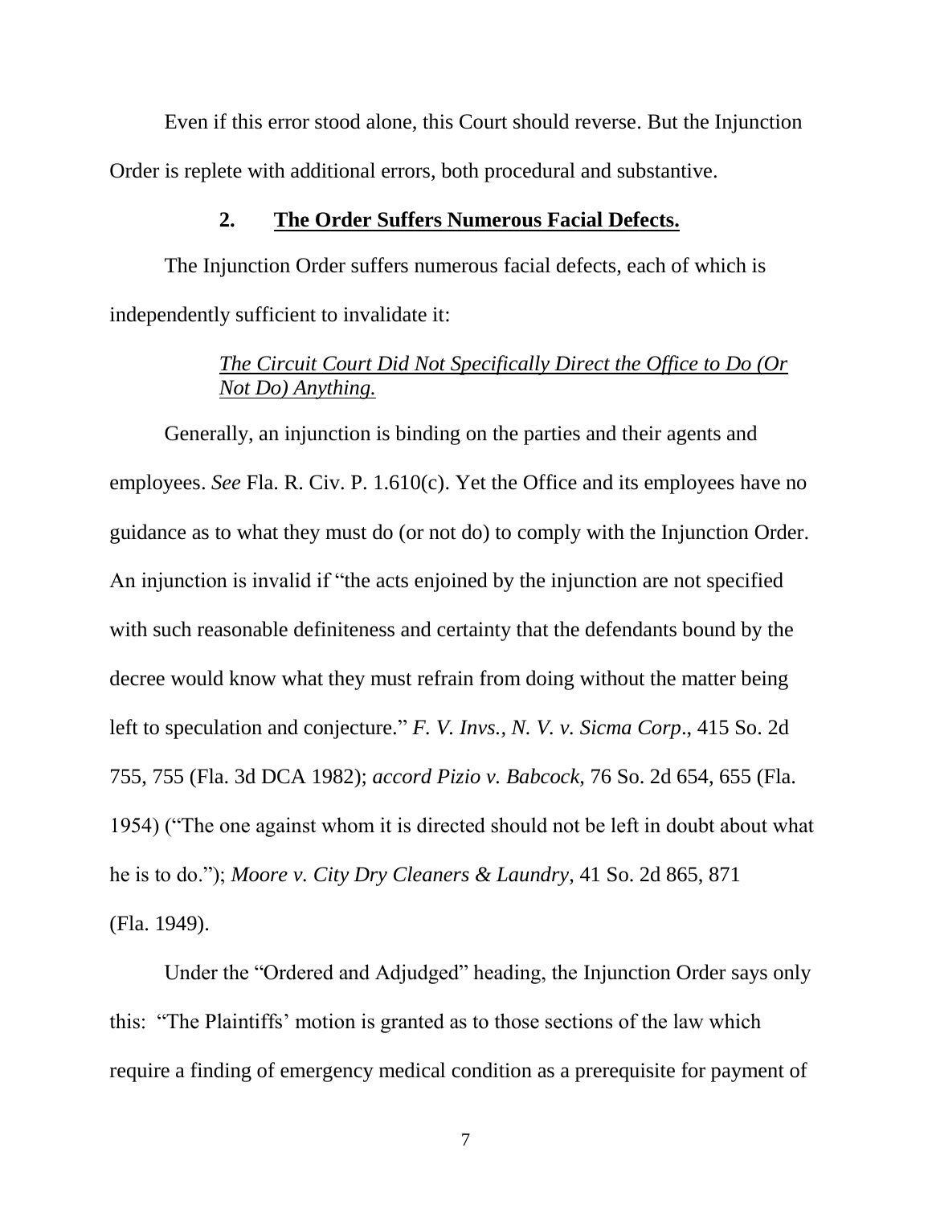Even if this error stood alone, this Court should reverse. But the Injunction Order is replete with additional errors, both procedural and substantive.

### 2. **The Order Suffers Numerous Facial Defects.**

The Injunction Order suffers numerous facial defects, each of which is independently sufficient to invalidate it:

*The Circuit Court Did Not Specifically Direct the Office to Do (Or Not Do) Anything.*

Generally, an injunction is binding on the parties and their agents and employees. *See* Fla. R. Civ. P. 1.610(c). Yet the Office and its employees have no guidance as to what they must do (or not do) to comply with the Injunction Order. An injunction is invalid if "the acts enjoined by the injunction are not specified with such reasonable definiteness and certainty that the defendants bound by the decree would know what they must refrain from doing without the matter being left to speculation and conjecture." *F. V. Invs., N. V. v. Sicma Corp*., 415 So. 2d 755, 755 (Fla. 3d DCA 1982); *accord Pizio v. Babcock*, 76 So. 2d 654, 655 (Fla. 1954) ("The one against whom it is directed should not be left in doubt about what he is to do."); *Moore v. City Dry Cleaners & Laundry*, 41 So. 2d 865, 871 (Fla. 1949).

Under the "Ordered and Adjudged" heading, the Injunction Order says only this: "The Plaintiffs' motion is granted as to those sections of the law which require a finding of emergency medical condition as a prerequisite for payment of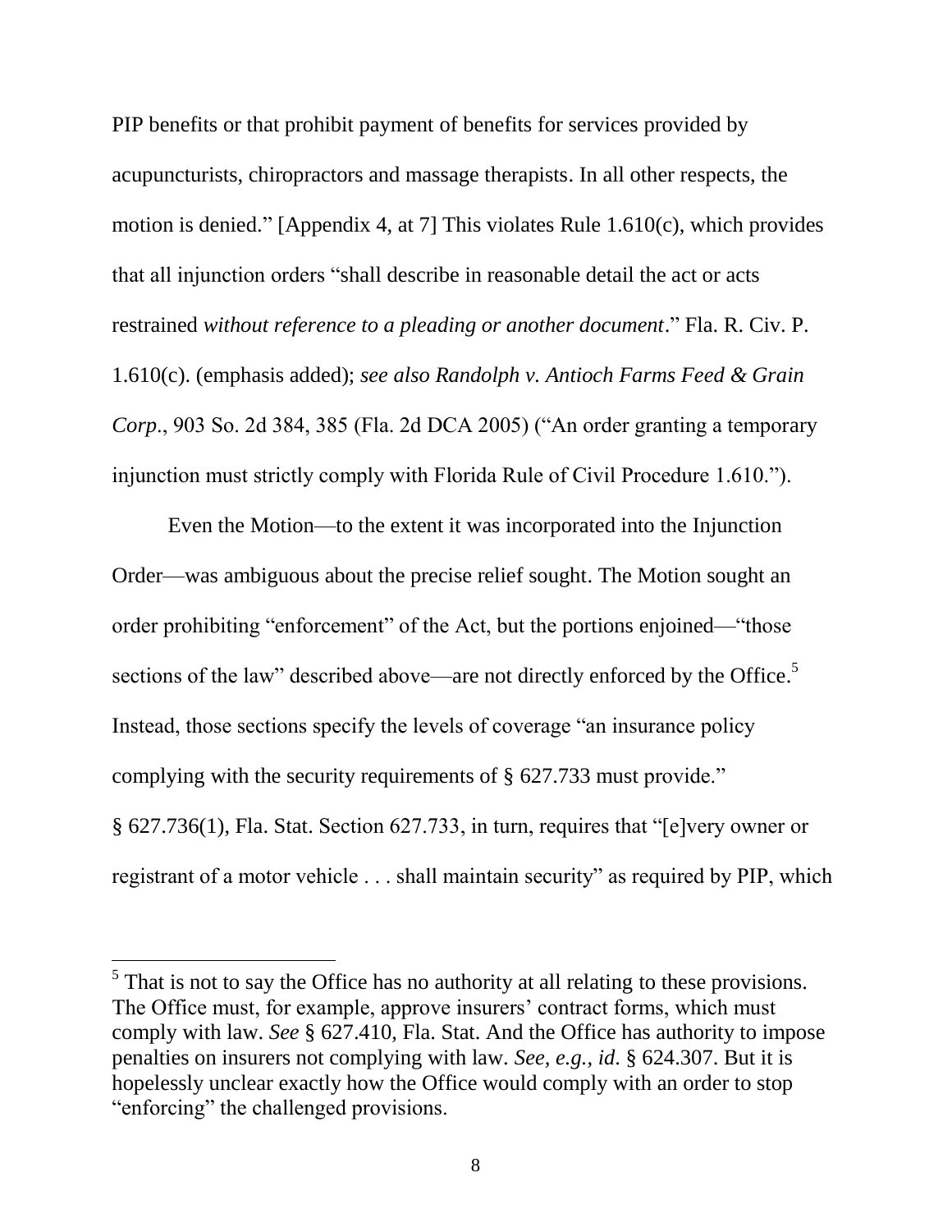PIP benefits or that prohibit payment of benefits for services provided by acupuncturists, chiropractors and massage therapists. In all other respects, the motion is denied." [Appendix 4, at 7] This violates Rule 1.610(c), which provides that all injunction orders "shall describe in reasonable detail the act or acts restrained *without reference to a pleading or another document*." Fla. R. Civ. P. 1.610(c). (emphasis added); *see also Randolph v. Antioch Farms Feed & Grain Corp*., 903 So. 2d 384, 385 (Fla. 2d DCA 2005) ("An order granting a temporary injunction must strictly comply with Florida Rule of Civil Procedure 1.610.").

Even the Motion—to the extent it was incorporated into the Injunction Order—was ambiguous about the precise relief sought. The Motion sought an order prohibiting "enforcement" of the Act, but the portions enjoined—"those sections of the law" described above—are not directly enforced by the Office.[5] Instead, those sections specify the levels of coverage "an insurance policy complying with the security requirements of § 627.733 must provide." § 627.736(1), Fla. Stat. Section 627.733, in turn, requires that "[e]very owner or registrant of a motor vehicle . . . shall maintain security" as required by PIP, which

[5] That is not to say the Office has no authority at all relating to these provisions. The Office must, for example, approve insurers' contract forms, which must comply with law. *See* § 627.410, Fla. Stat. And the Office has authority to impose penalties on insurers not complying with law. *See, e.g.*, *id*. § 624.307. But it is hopelessly unclear exactly how the Office would comply with an order to stop "enforcing" the challenged provisions.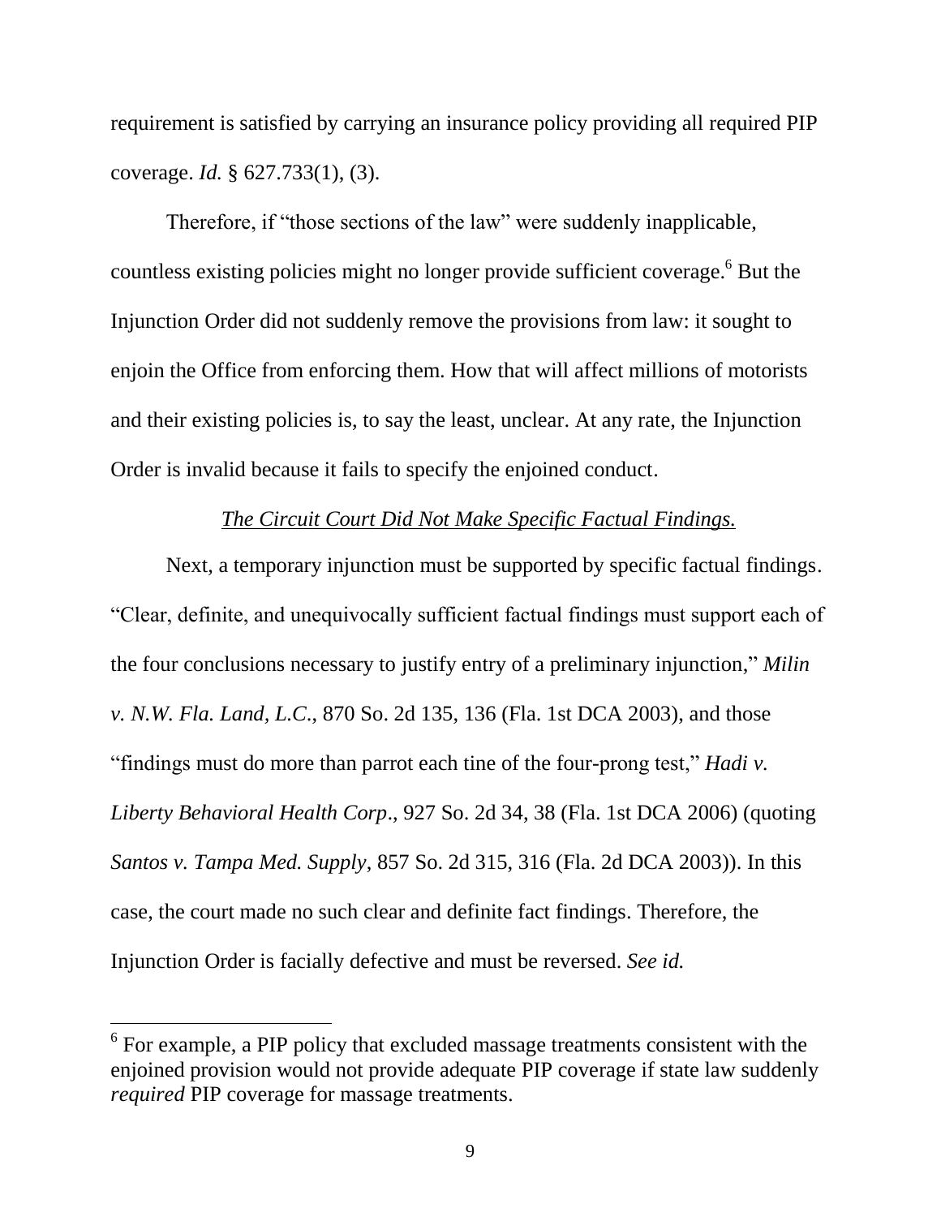requirement is satisfied by carrying an insurance policy providing all required PIP coverage. *Id.* § 627.733(1), (3).

Therefore, if "those sections of the law" were suddenly inapplicable, countless existing policies might no longer provide sufficient coverage.[6] But the Injunction Order did not suddenly remove the provisions from law: it sought to enjoin the Office from enforcing them. How that will affect millions of motorists and their existing policies is, to say the least, unclear. At any rate, the Injunction Order is invalid because it fails to specify the enjoined conduct.

*The Circuit Court Did Not Make Specific Factual Findings.*

Next, a temporary injunction must be supported by specific factual findings. "Clear, definite, and unequivocally sufficient factual findings must support each of the four conclusions necessary to justify entry of a preliminary injunction," *Milin v. N.W. Fla. Land, L.C.*, 870 So. 2d 135, 136 (Fla. 1st DCA 2003), and those "findings must do more than parrot each tine of the four-prong test," *Hadi v. Liberty Behavioral Health Corp*., 927 So. 2d 34, 38 (Fla. 1st DCA 2006) (quoting *Santos v. Tampa Med. Supply*, 857 So. 2d 315, 316 (Fla. 2d DCA 2003)). In this case, the court made no such clear and definite fact findings. Therefore, the Injunction Order is facially defective and must be reversed. *See id.*

[6] For example, a PIP policy that excluded massage treatments consistent with the enjoined provision would not provide adequate PIP coverage if state law suddenly *required* PIP coverage for massage treatments.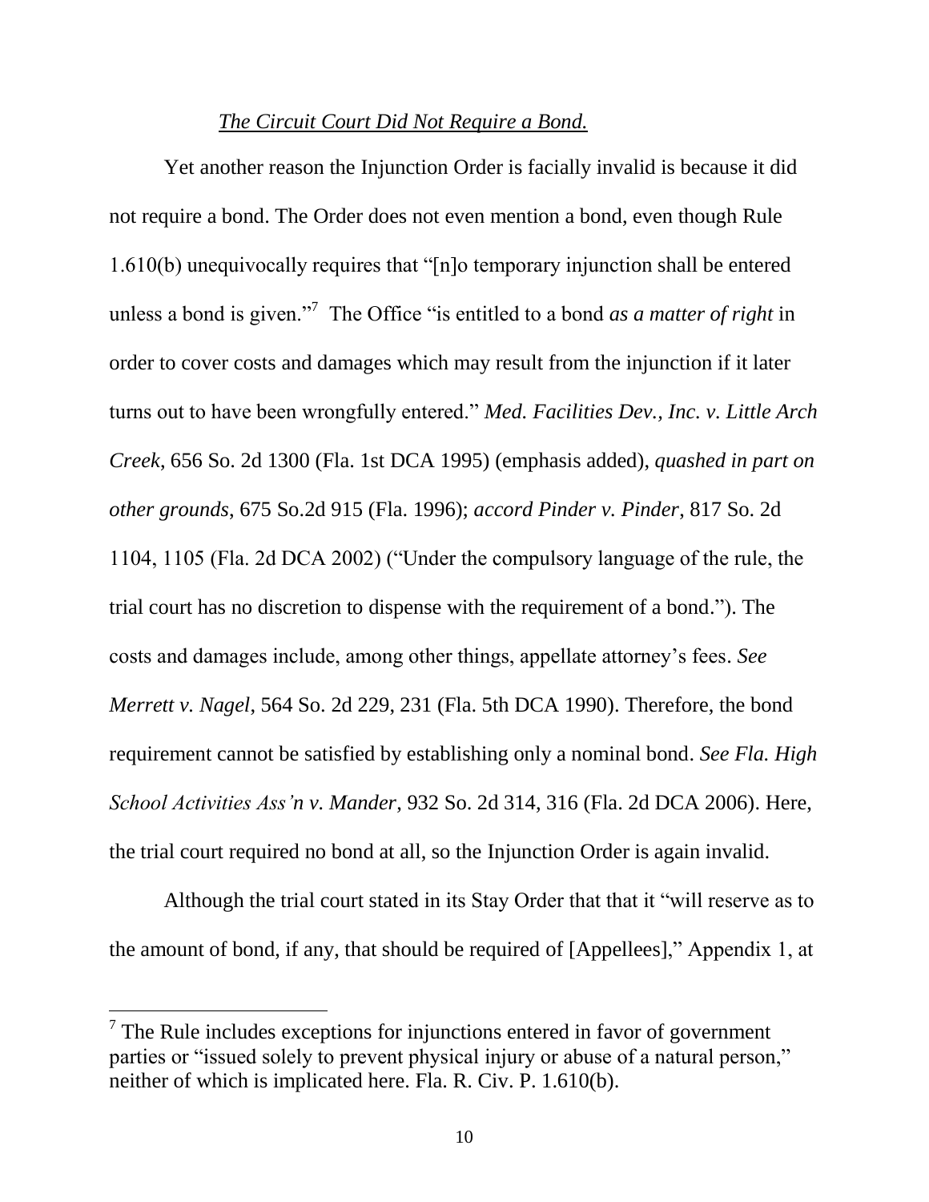*The Circuit Court Did Not Require a Bond.*

Yet another reason the Injunction Order is facially invalid is because it did not require a bond. The Order does not even mention a bond, even though Rule 1.610(b) unequivocally requires that "[n]o temporary injunction shall be entered unless a bond is given."[7] The Office "is entitled to a bond *as a matter of right* in order to cover costs and damages which may result from the injunction if it later turns out to have been wrongfully entered." *Med. Facilities Dev., Inc. v. Little Arch Creek*, 656 So. 2d 1300 (Fla. 1st DCA 1995) (emphasis added), *quashed in part on other grounds*, 675 So.2d 915 (Fla. 1996); *accord Pinder v. Pinder*, 817 So. 2d 1104, 1105 (Fla. 2d DCA 2002) ("Under the compulsory language of the rule, the trial court has no discretion to dispense with the requirement of a bond."). The costs and damages include, among other things, appellate attorney's fees. *See Merrett v. Nagel*, 564 So. 2d 229, 231 (Fla. 5th DCA 1990). Therefore, the bond requirement cannot be satisfied by establishing only a nominal bond. *See Fla. High School Activities Ass'n v. Mander*, 932 So. 2d 314, 316 (Fla. 2d DCA 2006). Here, the trial court required no bond at all, so the Injunction Order is again invalid.

Although the trial court stated in its Stay Order that that it "will reserve as to the amount of bond, if any, that should be required of [Appellees]," Appendix 1, at

---

[7] The Rule includes exceptions for injunctions entered in favor of government parties or "issued solely to prevent physical injury or abuse of a natural person," neither of which is implicated here. Fla. R. Civ. P. 1.610(b).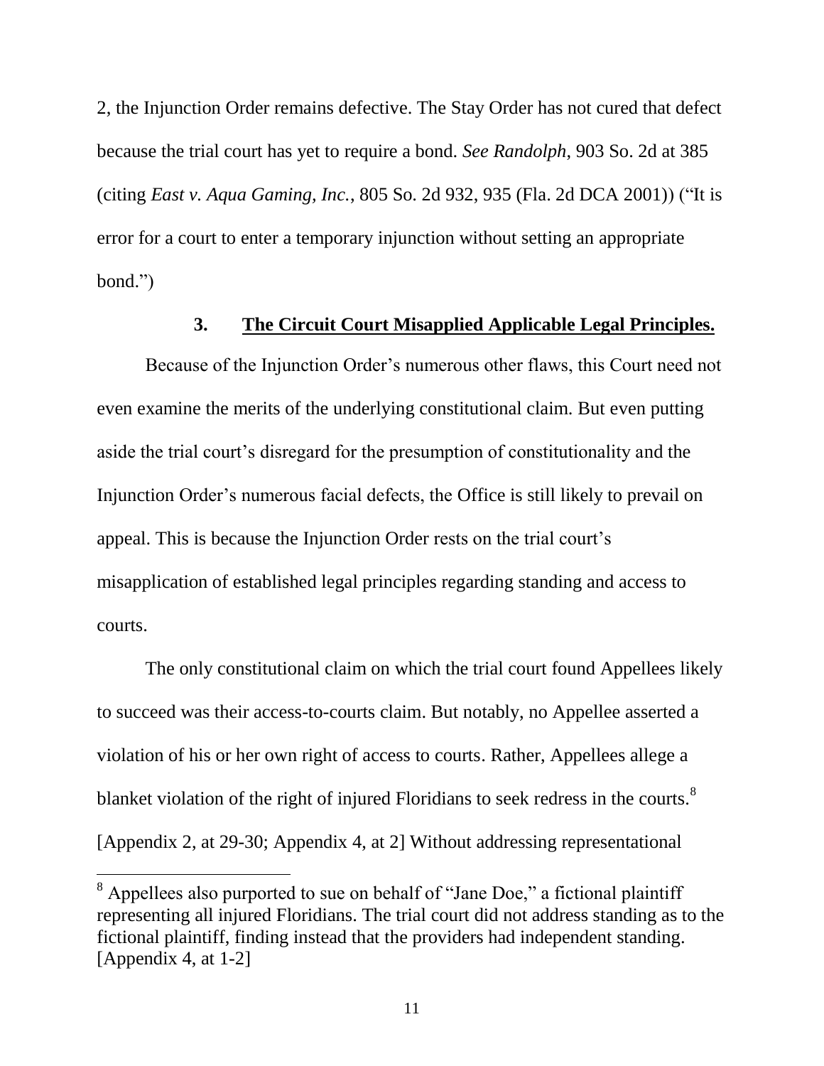2, the Injunction Order remains defective. The Stay Order has not cured that defect because the trial court has yet to require a bond. *See Randolph*, 903 So. 2d at 385 (citing *East v. Aqua Gaming, Inc.*, 805 So. 2d 932, 935 (Fla. 2d DCA 2001)) ("It is error for a court to enter a temporary injunction without setting an appropriate bond.")

### 3. <u>The Circuit Court Misapplied Applicable Legal Principles.</u>

Because of the Injunction Order's numerous other flaws, this Court need not even examine the merits of the underlying constitutional claim. But even putting aside the trial court's disregard for the presumption of constitutionality and the Injunction Order's numerous facial defects, the Office is still likely to prevail on appeal. This is because the Injunction Order rests on the trial court's misapplication of established legal principles regarding standing and access to courts.

The only constitutional claim on which the trial court found Appellees likely to succeed was their access-to-courts claim. But notably, no Appellee asserted a violation of his or her own right of access to courts. Rather, Appellees allege a blanket violation of the right of injured Floridians to seek redress in the courts.[8] [Appendix 2, at 29-30; Appendix 4, at 2] Without addressing representational

[8] Appellees also purported to sue on behalf of "Jane Doe," a fictional plaintiff representing all injured Floridians. The trial court did not address standing as to the fictional plaintiff, finding instead that the providers had independent standing. [Appendix 4, at 1-2]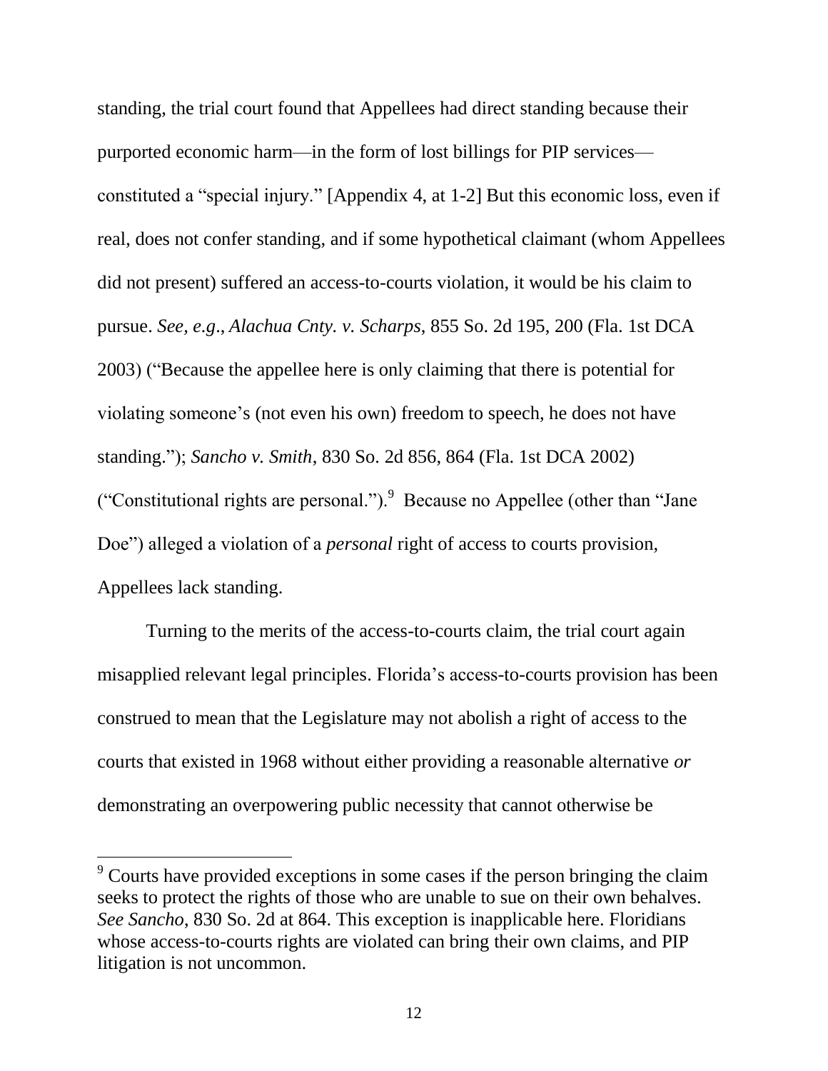standing, the trial court found that Appellees had direct standing because their purported economic harm—in the form of lost billings for PIP services—constituted a "special injury." [Appendix 4, at 1-2] But this economic loss, even if real, does not confer standing, and if some hypothetical claimant (whom Appellees did not present) suffered an access-to-courts violation, it would be his claim to pursue. *See, e.g*., *Alachua Cnty. v. Scharps*, 855 So. 2d 195, 200 (Fla. 1st DCA 2003) ("Because the appellee here is only claiming that there is potential for violating someone's (not even his own) freedom to speech, he does not have standing."); *Sancho v. Smith*, 830 So. 2d 856, 864 (Fla. 1st DCA 2002) ("Constitutional rights are personal.").[9] Because no Appellee (other than "Jane Doe") alleged a violation of a *personal* right of access to courts provision, Appellees lack standing.

Turning to the merits of the access-to-courts claim, the trial court again misapplied relevant legal principles. Florida's access-to-courts provision has been construed to mean that the Legislature may not abolish a right of access to the courts that existed in 1968 without either providing a reasonable alternative *or* demonstrating an overpowering public necessity that cannot otherwise be

[9] Courts have provided exceptions in some cases if the person bringing the claim seeks to protect the rights of those who are unable to sue on their own behalves. *See Sancho*, 830 So. 2d at 864. This exception is inapplicable here. Floridians whose access-to-courts rights are violated can bring their own claims, and PIP litigation is not uncommon.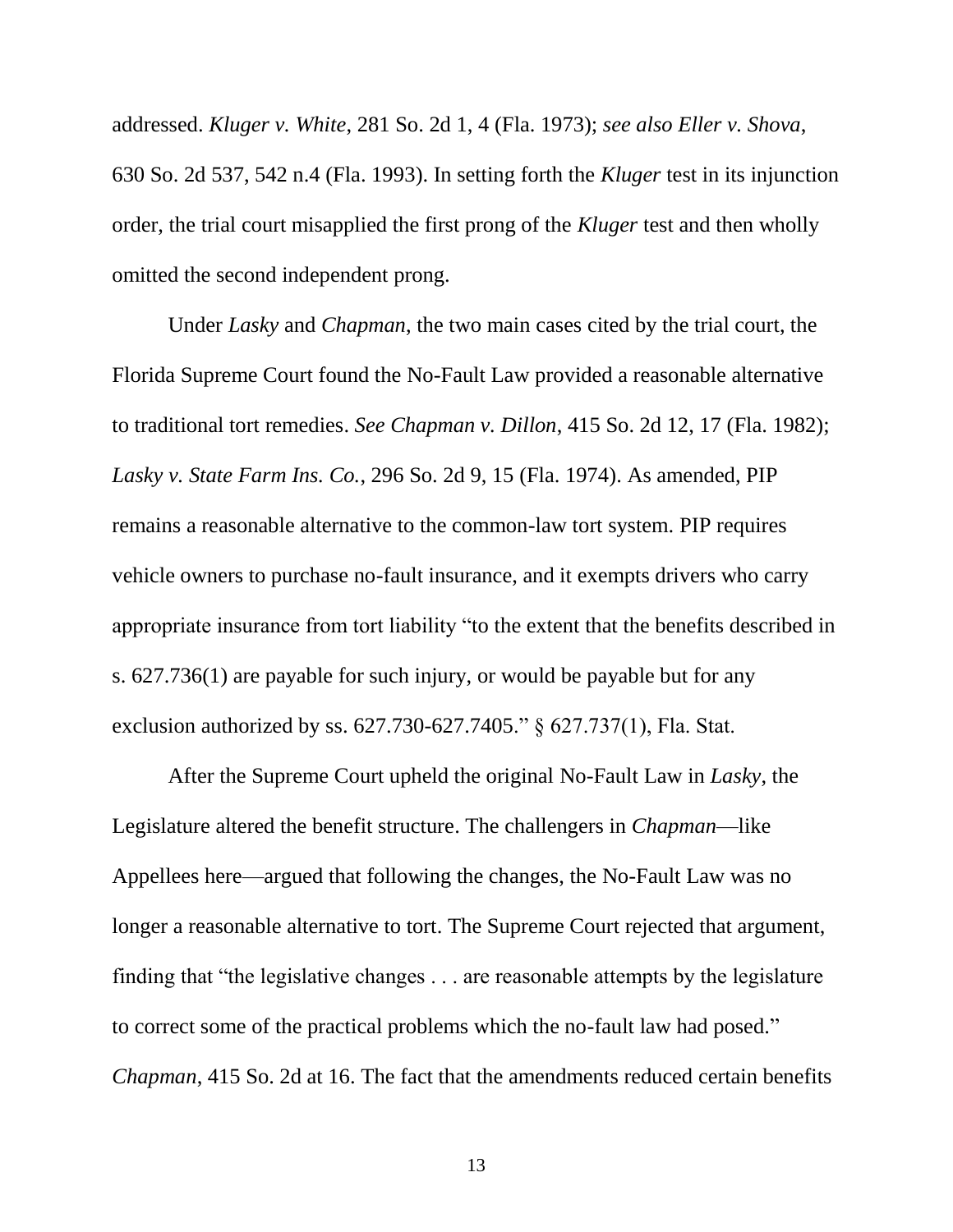addressed. *Kluger v. White*, 281 So. 2d 1, 4 (Fla. 1973); *see also Eller v. Shova*, 630 So. 2d 537, 542 n.4 (Fla. 1993). In setting forth the *Kluger* test in its injunction order, the trial court misapplied the first prong of the *Kluger* test and then wholly omitted the second independent prong.

Under *Lasky* and *Chapman*, the two main cases cited by the trial court, the Florida Supreme Court found the No-Fault Law provided a reasonable alternative to traditional tort remedies. *See Chapman v. Dillon*, 415 So. 2d 12, 17 (Fla. 1982); *Lasky v. State Farm Ins. Co.*, 296 So. 2d 9, 15 (Fla. 1974). As amended, PIP remains a reasonable alternative to the common-law tort system. PIP requires vehicle owners to purchase no-fault insurance, and it exempts drivers who carry appropriate insurance from tort liability "to the extent that the benefits described in s. 627.736(1) are payable for such injury, or would be payable but for any exclusion authorized by ss. 627.730-627.7405." § 627.737(1), Fla. Stat.

After the Supreme Court upheld the original No-Fault Law in *Lasky*, the Legislature altered the benefit structure. The challengers in *Chapman*—like Appellees here—argued that following the changes, the No-Fault Law was no longer a reasonable alternative to tort. The Supreme Court rejected that argument, finding that "the legislative changes . . . are reasonable attempts by the legislature to correct some of the practical problems which the no-fault law had posed." *Chapman*, 415 So. 2d at 16. The fact that the amendments reduced certain benefits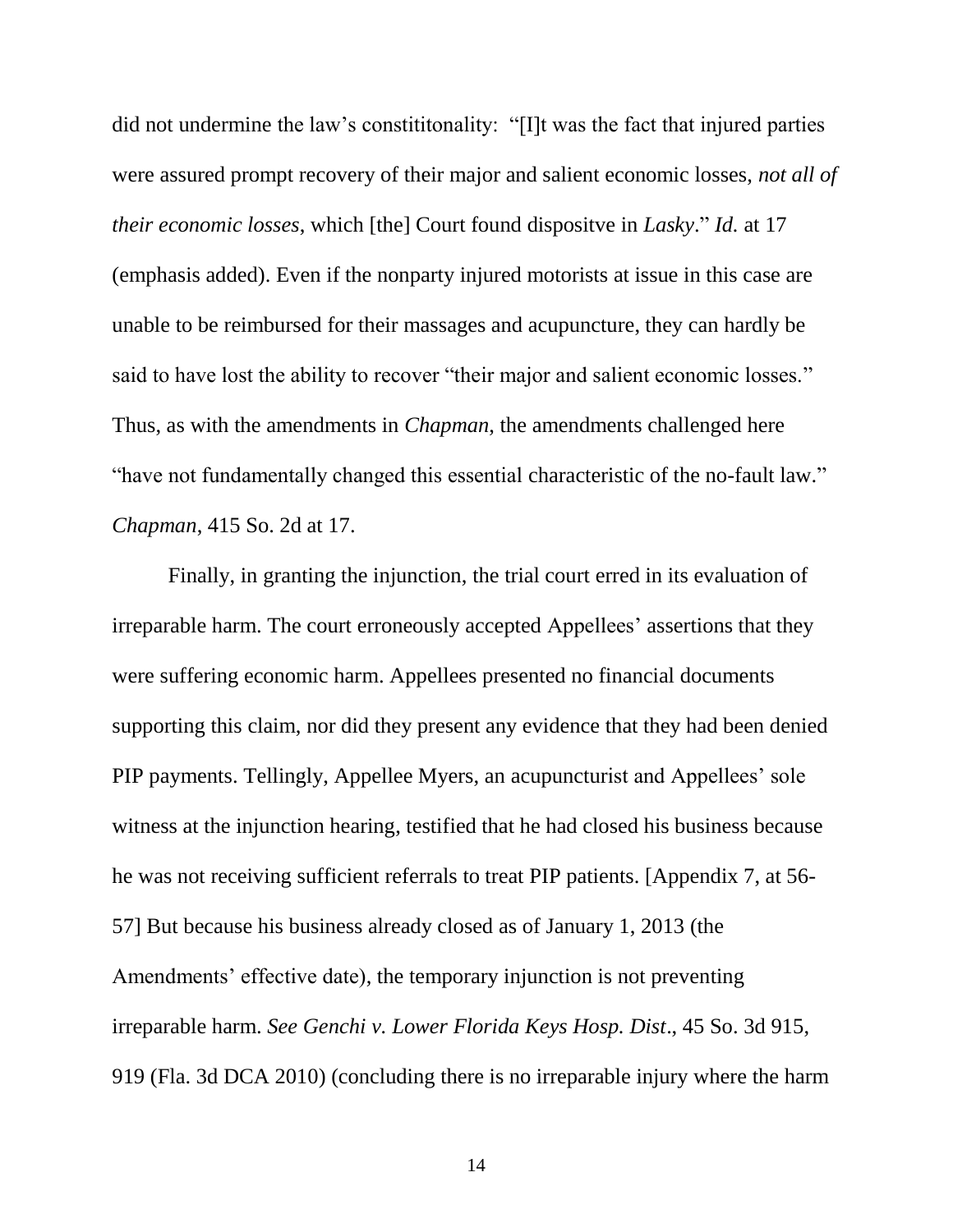did not undermine the law's constititonality: "[I]t was the fact that injured parties were assured prompt recovery of their major and salient economic losses, *not all of their economic losses*, which [the] Court found dispositve in *Lasky*." *Id.* at 17 (emphasis added). Even if the nonparty injured motorists at issue in this case are unable to be reimbursed for their massages and acupuncture, they can hardly be said to have lost the ability to recover "their major and salient economic losses." Thus, as with the amendments in *Chapman*, the amendments challenged here "have not fundamentally changed this essential characteristic of the no-fault law." *Chapman*, 415 So. 2d at 17.

Finally, in granting the injunction, the trial court erred in its evaluation of irreparable harm. The court erroneously accepted Appellees' assertions that they were suffering economic harm. Appellees presented no financial documents supporting this claim, nor did they present any evidence that they had been denied PIP payments. Tellingly, Appellee Myers, an acupuncturist and Appellees' sole witness at the injunction hearing, testified that he had closed his business because he was not receiving sufficient referrals to treat PIP patients. [Appendix 7, at 56-57] But because his business already closed as of January 1, 2013 (the Amendments' effective date), the temporary injunction is not preventing irreparable harm. *See Genchi v. Lower Florida Keys Hosp. Dist*., 45 So. 3d 915, 919 (Fla. 3d DCA 2010) (concluding there is no irreparable injury where the harm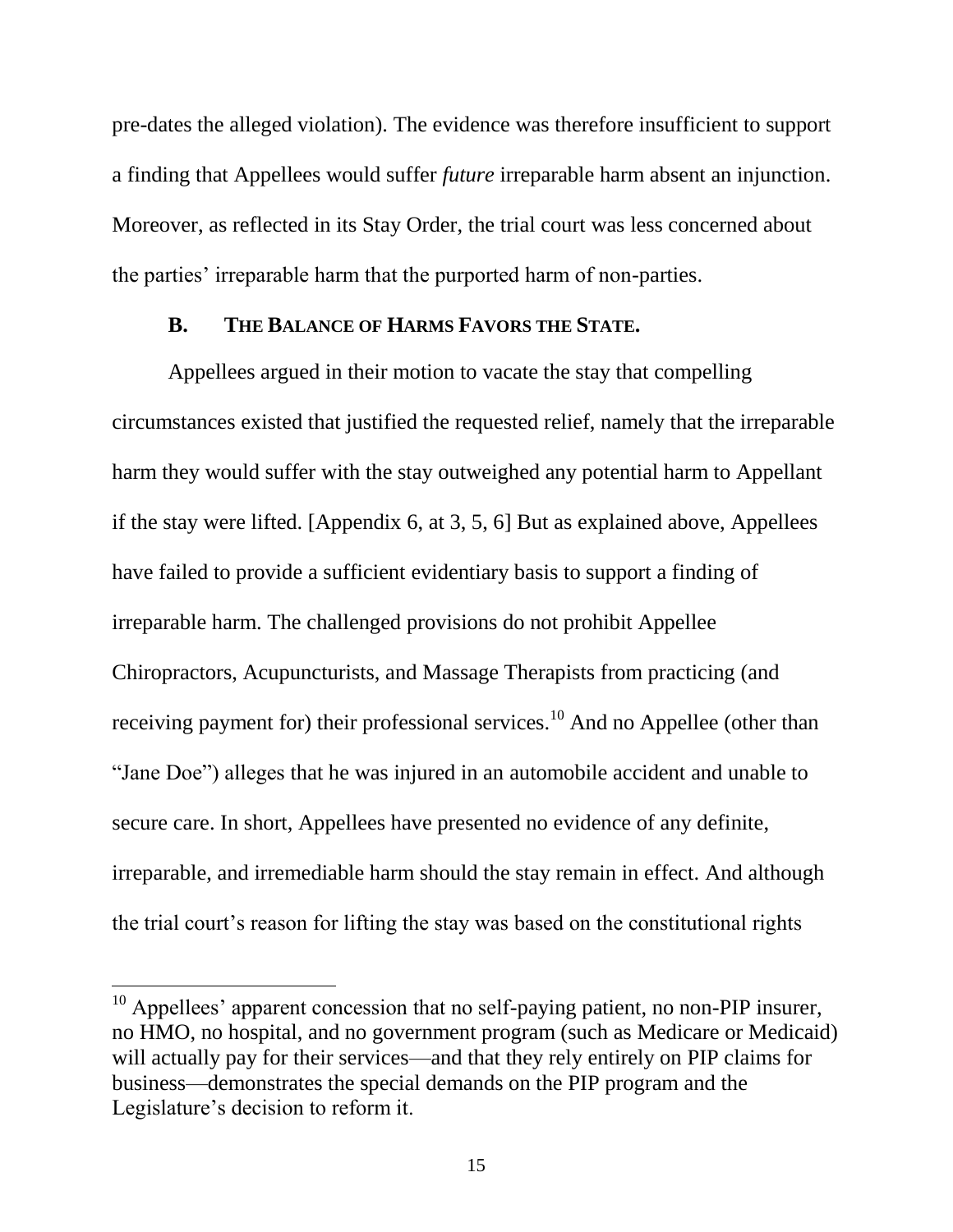pre-dates the alleged violation). The evidence was therefore insufficient to support a finding that Appellees would suffer *future* irreparable harm absent an injunction. Moreover, as reflected in its Stay Order, the trial court was less concerned about the parties' irreparable harm that the purported harm of non-parties.

### B. THE BALANCE OF HARMS FAVORS THE STATE.

Appellees argued in their motion to vacate the stay that compelling circumstances existed that justified the requested relief, namely that the irreparable harm they would suffer with the stay outweighed any potential harm to Appellant if the stay were lifted. [Appendix 6, at 3, 5, 6] But as explained above, Appellees have failed to provide a sufficient evidentiary basis to support a finding of irreparable harm. The challenged provisions do not prohibit Appellee Chiropractors, Acupuncturists, and Massage Therapists from practicing (and receiving payment for) their professional services.[10] And no Appellee (other than "Jane Doe") alleges that he was injured in an automobile accident and unable to secure care. In short, Appellees have presented no evidence of any definite, irreparable, and irremediable harm should the stay remain in effect. And although the trial court's reason for lifting the stay was based on the constitutional rights

[10] Appellees' apparent concession that no self-paying patient, no non-PIP insurer, no HMO, no hospital, and no government program (such as Medicare or Medicaid) will actually pay for their services—and that they rely entirely on PIP claims for business—demonstrates the special demands on the PIP program and the Legislature's decision to reform it.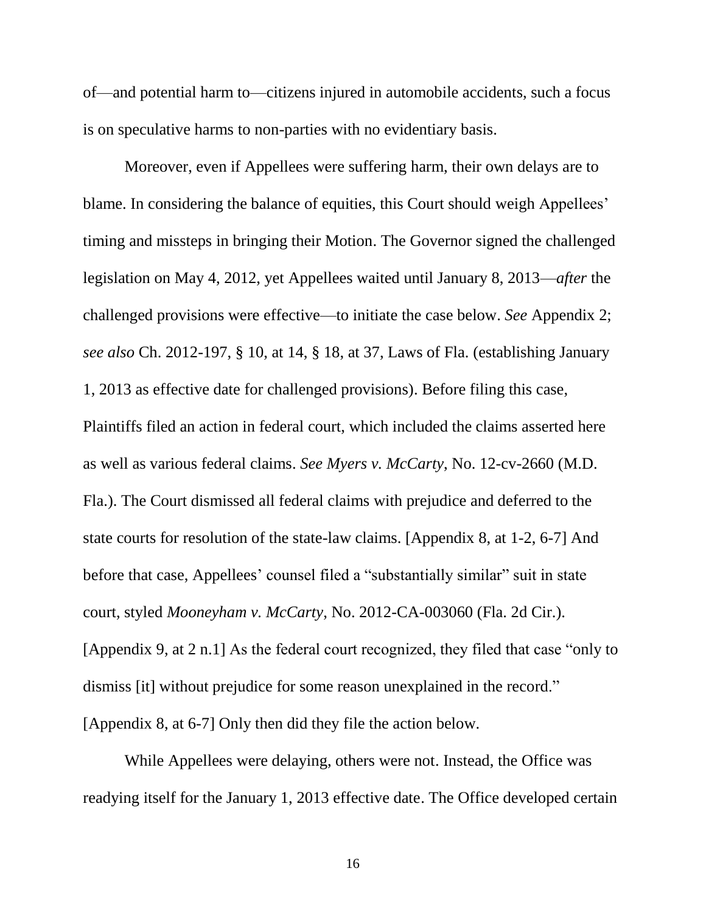of—and potential harm to—citizens injured in automobile accidents, such a focus is on speculative harms to non-parties with no evidentiary basis.

Moreover, even if Appellees were suffering harm, their own delays are to blame. In considering the balance of equities, this Court should weigh Appellees' timing and missteps in bringing their Motion. The Governor signed the challenged legislation on May 4, 2012, yet Appellees waited until January 8, 2013—*after* the challenged provisions were effective—to initiate the case below. *See* Appendix 2; *see also* Ch. 2012-197, § 10, at 14, § 18, at 37, Laws of Fla. (establishing January 1, 2013 as effective date for challenged provisions). Before filing this case, Plaintiffs filed an action in federal court, which included the claims asserted here as well as various federal claims. *See Myers v. McCarty*, No. 12-cv-2660 (M.D. Fla.). The Court dismissed all federal claims with prejudice and deferred to the state courts for resolution of the state-law claims. [Appendix 8, at 1-2, 6-7] And before that case, Appellees' counsel filed a "substantially similar" suit in state court, styled *Mooneyham v. McCarty*, No. 2012-CA-003060 (Fla. 2d Cir.). [Appendix 9, at 2 n.1] As the federal court recognized, they filed that case "only to dismiss [it] without prejudice for some reason unexplained in the record." [Appendix 8, at 6-7] Only then did they file the action below.

While Appellees were delaying, others were not. Instead, the Office was readying itself for the January 1, 2013 effective date. The Office developed certain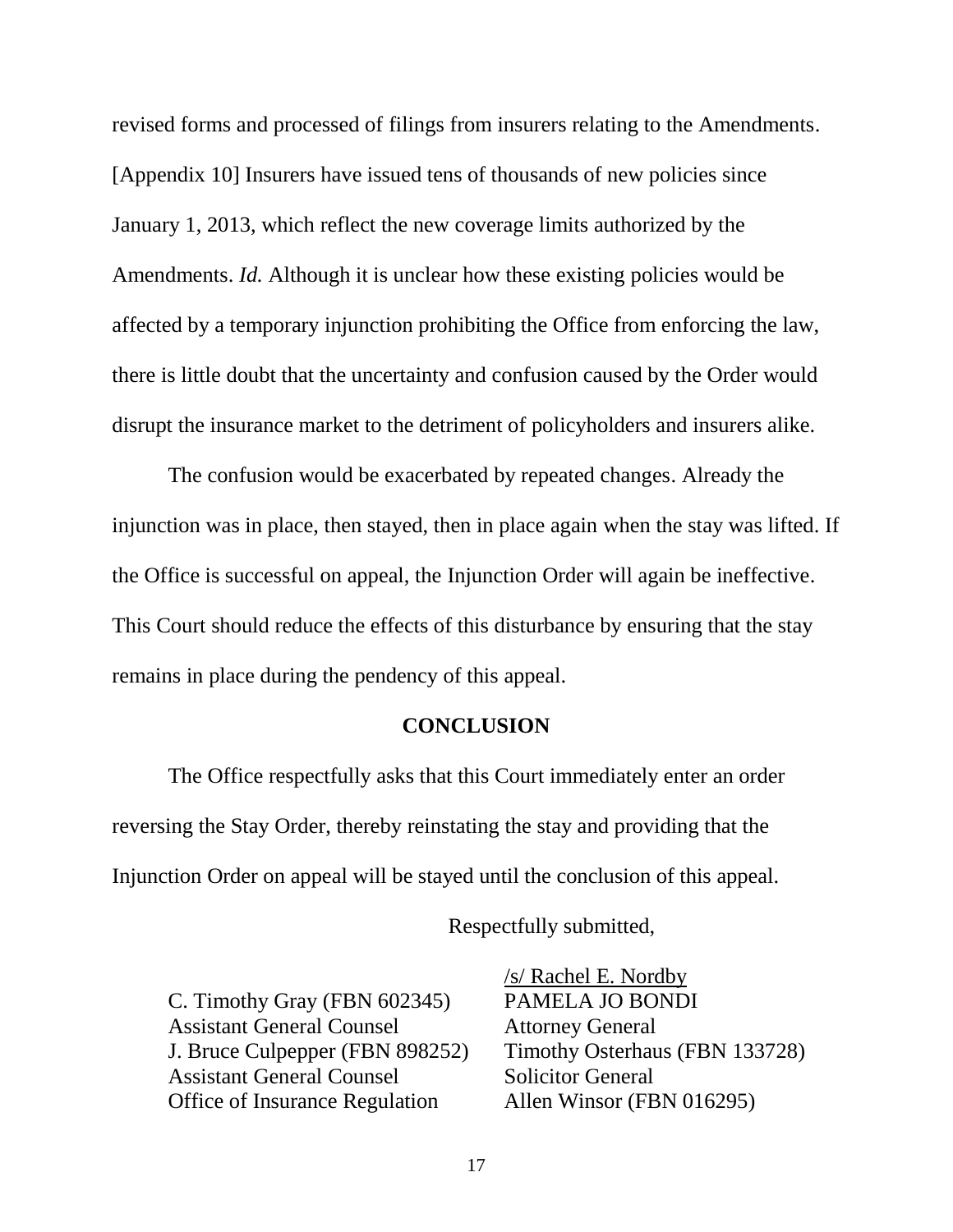revised forms and processed of filings from insurers relating to the Amendments. [Appendix 10] Insurers have issued tens of thousands of new policies since January 1, 2013, which reflect the new coverage limits authorized by the Amendments. *Id.* Although it is unclear how these existing policies would be affected by a temporary injunction prohibiting the Office from enforcing the law, there is little doubt that the uncertainty and confusion caused by the Order would disrupt the insurance market to the detriment of policyholders and insurers alike.

The confusion would be exacerbated by repeated changes. Already the injunction was in place, then stayed, then in place again when the stay was lifted. If the Office is successful on appeal, the Injunction Order will again be ineffective. This Court should reduce the effects of this disturbance by ensuring that the stay remains in place during the pendency of this appeal.

**CONCLUSION**

The Office respectfully asks that this Court immediately enter an order reversing the Stay Order, thereby reinstating the stay and providing that the Injunction Order on appeal will be stayed until the conclusion of this appeal.

Respectfully submitted,

/s/ Rachel E. Nordby

C. Timothy Gray (FBN 602345)
Assistant General Counsel
J. Bruce Culpepper (FBN 898252)
Assistant General Counsel
Office of Insurance Regulation

PAMELA JO BONDI
Attorney General
Timothy Osterhaus (FBN 133728)
Solicitor General
Allen Winsor (FBN 016295)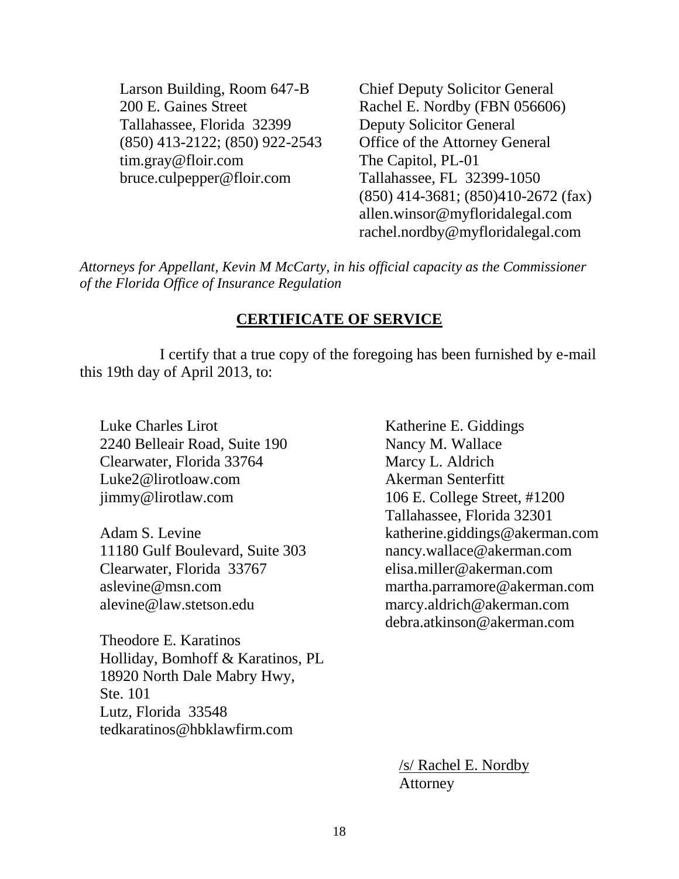Larson Building, Room 647-B
200 E. Gaines Street
Tallahassee, Florida 32399
(850) 413-2122; (850) 922-2543
tim.gray@floir.com
bruce.culpepper@floir.com

Chief Deputy Solicitor General
Rachel E. Nordby (FBN 056606)
Deputy Solicitor General
Office of the Attorney General
The Capitol, PL-01
Tallahassee, FL 32399-1050
(850) 414-3681; (850)410-2672 (fax)
allen.winsor@myfloridalegal.com
rachel.nordby@myfloridalegal.com

*Attorneys for Appellant, Kevin M McCarty, in his official capacity as the Commissioner of the Florida Office of Insurance Regulation*

## CERTIFICATE OF SERVICE

I certify that a true copy of the foregoing has been furnished by e-mail this 19th day of April 2013, to:

Luke Charles Lirot
2240 Belleair Road, Suite 190
Clearwater, Florida 33764
Luke2@lirotloaw.com
jimmy@lirotlaw.com

Adam S. Levine
11180 Gulf Boulevard, Suite 303
Clearwater, Florida 33767
aslevine@msn.com
alevine@law.stetson.edu

Theodore E. Karatinos
Holliday, Bomhoff & Karatinos, PL
18920 North Dale Mabry Hwy,
Ste. 101
Lutz, Florida 33548
tedkaratinos@hbklawfirm.com

Katherine E. Giddings
Nancy M. Wallace
Marcy L. Aldrich
Akerman Senterfitt
106 E. College Street, #1200
Tallahassee, Florida 32301
katherine.giddings@akerman.com
nancy.wallace@akerman.com
elisa.miller@akerman.com
martha.parramore@akerman.com
marcy.aldrich@akerman.com
debra.atkinson@akerman.com

/s/ Rachel E. Nordby
Attorney